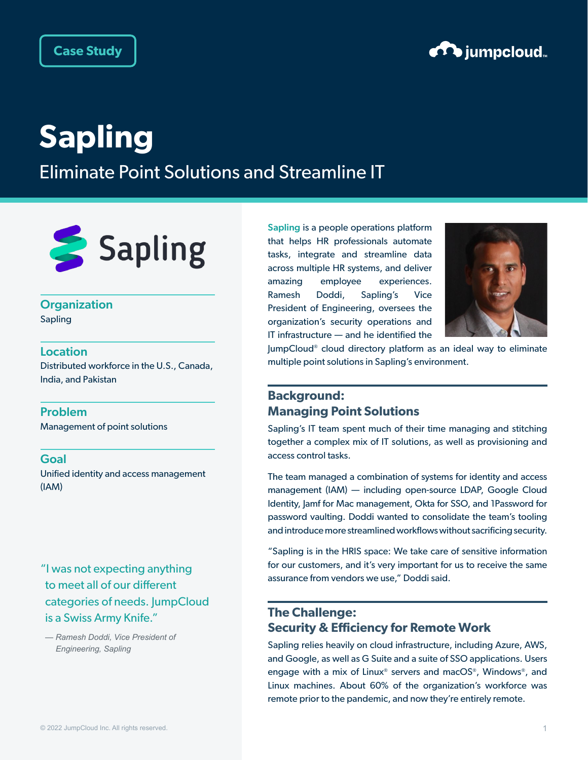Case Study

# Sapling

## Eliminate Point Solutions and Streamline IT

**Organization**
Sapling

**Location**
Distributed workforce in the U.S., Canada, India, and Pakistan

**Problem**
Management of point solutions

**Goal**
Unified identity and access management (IAM)

> "I was not expecting anything to meet all of our different categories of needs. JumpCloud is a Swiss Army Knife."
>
> *— Ramesh Doddi, Vice President of Engineering, Sapling*

Sapling is a people operations platform that helps HR professionals automate tasks, integrate and streamline data across multiple HR systems, and deliver amazing employee experiences. Ramesh Doddi, Sapling's Vice President of Engineering, oversees the organization's security operations and IT infrastructure — and he identified the JumpCloud® cloud directory platform as an ideal way to eliminate multiple point solutions in Sapling's environment.

### Background: Managing Point Solutions

Sapling's IT team spent much of their time managing and stitching together a complex mix of IT solutions, as well as provisioning and access control tasks.

The team managed a combination of systems for identity and access management (IAM) — including open-source LDAP, Google Cloud Identity, Jamf for Mac management, Okta for SSO, and 1Password for password vaulting. Doddi wanted to consolidate the team's tooling and introduce more streamlined workflows without sacrificing security.

"Sapling is in the HRIS space: We take care of sensitive information for our customers, and it's very important for us to receive the same assurance from vendors we use," Doddi said.

### The Challenge: Security & Efficiency for Remote Work

Sapling relies heavily on cloud infrastructure, including Azure, AWS, and Google, as well as G Suite and a suite of SSO applications. Users engage with a mix of Linux® servers and macOS®, Windows®, and Linux machines. About 60% of the organization's workforce was remote prior to the pandemic, and now they're entirely remote.

© 2022 JumpCloud Inc. All rights reserved.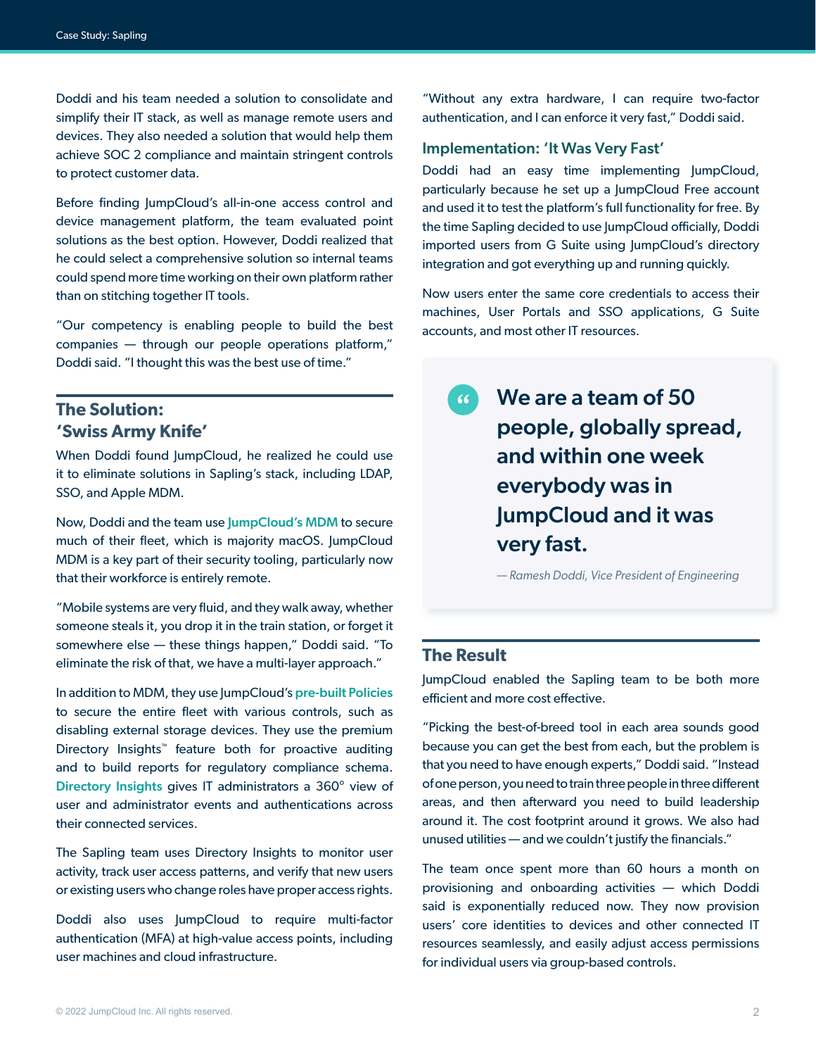Doddi and his team needed a solution to consolidate and simplify their IT stack, as well as manage remote users and devices. They also needed a solution that would help them achieve SOC 2 compliance and maintain stringent controls to protect customer data.

Before finding JumpCloud's all-in-one access control and device management platform, the team evaluated point solutions as the best option. However, Doddi realized that he could select a comprehensive solution so internal teams could spend more time working on their own platform rather than on stitching together IT tools.

"Our competency is enabling people to build the best companies — through our people operations platform," Doddi said. "I thought this was the best use of time."

## The Solution: 'Swiss Army Knife'

When Doddi found JumpCloud, he realized he could use it to eliminate solutions in Sapling's stack, including LDAP, SSO, and Apple MDM.

Now, Doddi and the team use JumpCloud's MDM to secure much of their fleet, which is majority macOS. JumpCloud MDM is a key part of their security tooling, particularly now that their workforce is entirely remote.

"Mobile systems are very fluid, and they walk away, whether someone steals it, you drop it in the train station, or forget it somewhere else — these things happen," Doddi said. "To eliminate the risk of that, we have a multi-layer approach."

In addition to MDM, they use JumpCloud's pre-built Policies to secure the entire fleet with various controls, such as disabling external storage devices. They use the premium Directory Insights™ feature both for proactive auditing and to build reports for regulatory compliance schema. Directory Insights gives IT administrators a 360° view of user and administrator events and authentications across their connected services.

The Sapling team uses Directory Insights to monitor user activity, track user access patterns, and verify that new users or existing users who change roles have proper access rights.

Doddi also uses JumpCloud to require multi-factor authentication (MFA) at high-value access points, including user machines and cloud infrastructure.

"Without any extra hardware, I can require two-factor authentication, and I can enforce it very fast," Doddi said.

### Implementation: 'It Was Very Fast'

Doddi had an easy time implementing JumpCloud, particularly because he set up a JumpCloud Free account and used it to test the platform's full functionality for free. By the time Sapling decided to use JumpCloud officially, Doddi imported users from G Suite using JumpCloud's directory integration and got everything up and running quickly.

Now users enter the same core credentials to access their machines, User Portals and SSO applications, G Suite accounts, and most other IT resources.

> **We are a team of 50 people, globally spread, and within one week everybody was in JumpCloud and it was very fast.**
>
> *— Ramesh Doddi, Vice President of Engineering*

## The Result

JumpCloud enabled the Sapling team to be both more efficient and more cost effective.

"Picking the best-of-breed tool in each area sounds good because you can get the best from each, but the problem is that you need to have enough experts," Doddi said. "Instead of one person, you need to train three people in three different areas, and then afterward you need to build leadership around it. The cost footprint around it grows. We also had unused utilities — and we couldn't justify the financials."

The team once spent more than 60 hours a month on provisioning and onboarding activities — which Doddi said is exponentially reduced now. They now provision users' core identities to devices and other connected IT resources seamlessly, and easily adjust access permissions for individual users via group-based controls.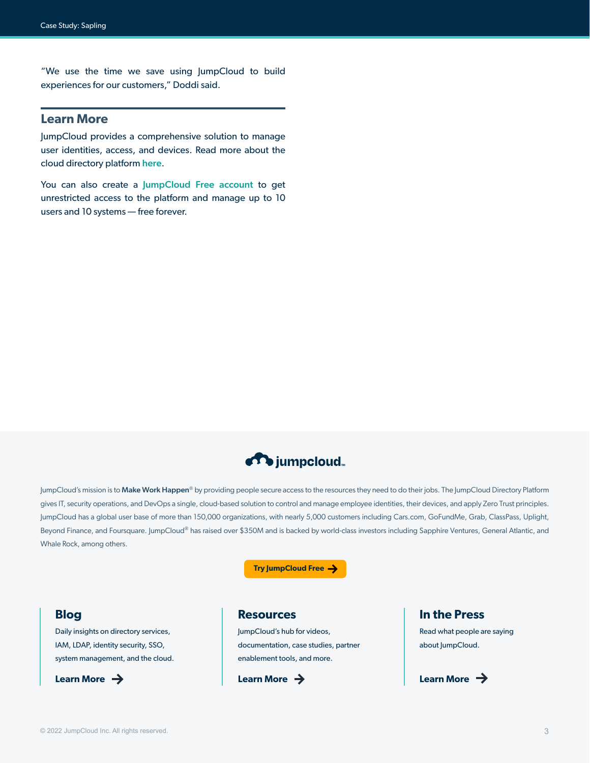"We use the time we save using JumpCloud to build experiences for our customers," Doddi said.

## Learn More

JumpCloud provides a comprehensive solution to manage user identities, access, and devices. Read more about the cloud directory platform here.

You can also create a JumpCloud Free account to get unrestricted access to the platform and manage up to 10 users and 10 systems — free forever.

jumpcloud

JumpCloud's mission is to **Make Work Happen**® by providing people secure access to the resources they need to do their jobs. The JumpCloud Directory Platform gives IT, security operations, and DevOps a single, cloud-based solution to control and manage employee identities, their devices, and apply Zero Trust principles. JumpCloud has a global user base of more than 150,000 organizations, with nearly 5,000 customers including Cars.com, GoFundMe, Grab, ClassPass, Uplight, Beyond Finance, and Foursquare. JumpCloud® has raised over $350M and is backed by world-class investors including Sapphire Ventures, General Atlantic, and Whale Rock, among others.

**Try JumpCloud Free →**

### Blog

Daily insights on directory services, IAM, LDAP, identity security, SSO, system management, and the cloud.

**Learn More →**

### Resources

JumpCloud's hub for videos, documentation, case studies, partner enablement tools, and more.

**Learn More →**

### In the Press

Read what people are saying about JumpCloud.

**Learn More →**

© 2022 JumpCloud Inc. All rights reserved.